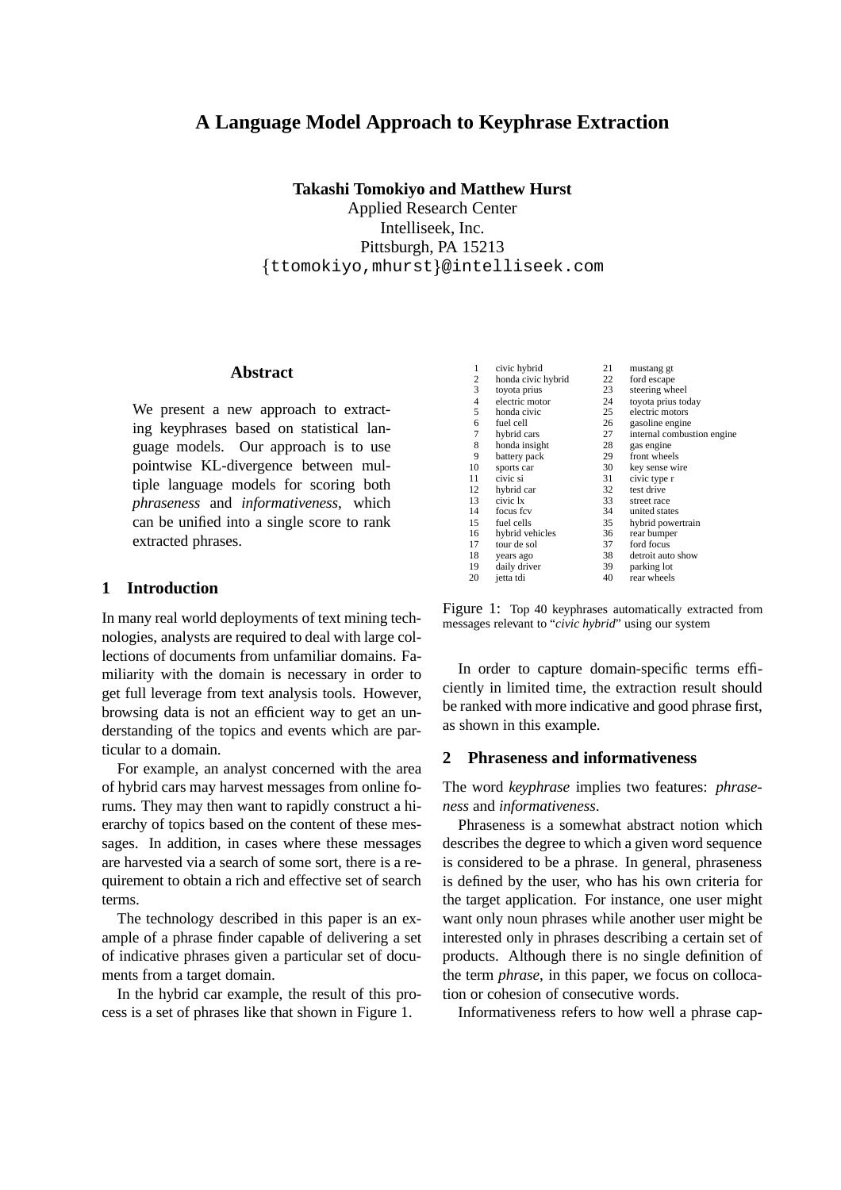# A Language Model Approach to Keyphrase Extraction

**Takashi Tomokiyo and Matthew Hurst**
Applied Research Center
Intelliseek, Inc.
Pittsburgh, PA 15213
{ttomokiyo,mhurst}@intelliseek.com

## Abstract

We present a new approach to extracting keyphrases based on statistical language models. Our approach is to use pointwise KL-divergence between multiple language models for scoring both *phraseness* and *informativeness*, which can be unified into a single score to rank extracted phrases.

## 1 Introduction

In many real world deployments of text mining technologies, analysts are required to deal with large collections of documents from unfamiliar domains. Familiarity with the domain is necessary in order to get full leverage from text analysis tools. However, browsing data is not an efficient way to get an understanding of the topics and events which are particular to a domain.

For example, an analyst concerned with the area of hybrid cars may harvest messages from online forums. They may then want to rapidly construct a hierarchy of topics based on the content of these messages. In addition, in cases where these messages are harvested via a search of some sort, there is a requirement to obtain a rich and effective set of search terms.

The technology described in this paper is an example of a phrase finder capable of delivering a set of indicative phrases given a particular set of documents from a target domain.

In the hybrid car example, the result of this process is a set of phrases like that shown in Figure 1.

| | | | |
|---|---|---|---|
| 1 | civic hybrid | 21 | mustang gt |
| 2 | honda civic hybrid | 22 | ford escape |
| 3 | toyota prius | 23 | steering wheel |
| 4 | electric motor | 24 | toyota prius today |
| 5 | honda civic | 25 | electric motors |
| 6 | fuel cell | 26 | gasoline engine |
| 7 | hybrid cars | 27 | internal combustion engine |
| 8 | honda insight | 28 | gas engine |
| 9 | battery pack | 29 | front wheels |
| 10 | sports car | 30 | key sense wire |
| 11 | civic si | 31 | civic type r |
| 12 | hybrid car | 32 | test drive |
| 13 | civic lx | 33 | street race |
| 14 | focus fcv | 34 | united states |
| 15 | fuel cells | 35 | hybrid powertrain |
| 16 | hybrid vehicles | 36 | rear bumper |
| 17 | tour de sol | 37 | ford focus |
| 18 | years ago | 38 | detroit auto show |
| 19 | daily driver | 39 | parking lot |
| 20 | jetta tdi | 40 | rear wheels |

Figure 1: Top 40 keyphrases automatically extracted from messages relevant to "*civic hybrid*" using our system

In order to capture domain-specific terms efficiently in limited time, the extraction result should be ranked with more indicative and good phrase first, as shown in this example.

## 2 Phraseness and informativeness

The word *keyphrase* implies two features: *phraseness* and *informativeness*.

Phraseness is a somewhat abstract notion which describes the degree to which a given word sequence is considered to be a phrase. In general, phraseness is defined by the user, who has his own criteria for the target application. For instance, one user might want only noun phrases while another user might be interested only in phrases describing a certain set of products. Although there is no single definition of the term *phrase*, in this paper, we focus on collocation or cohesion of consecutive words.

Informativeness refers to how well a phrase cap-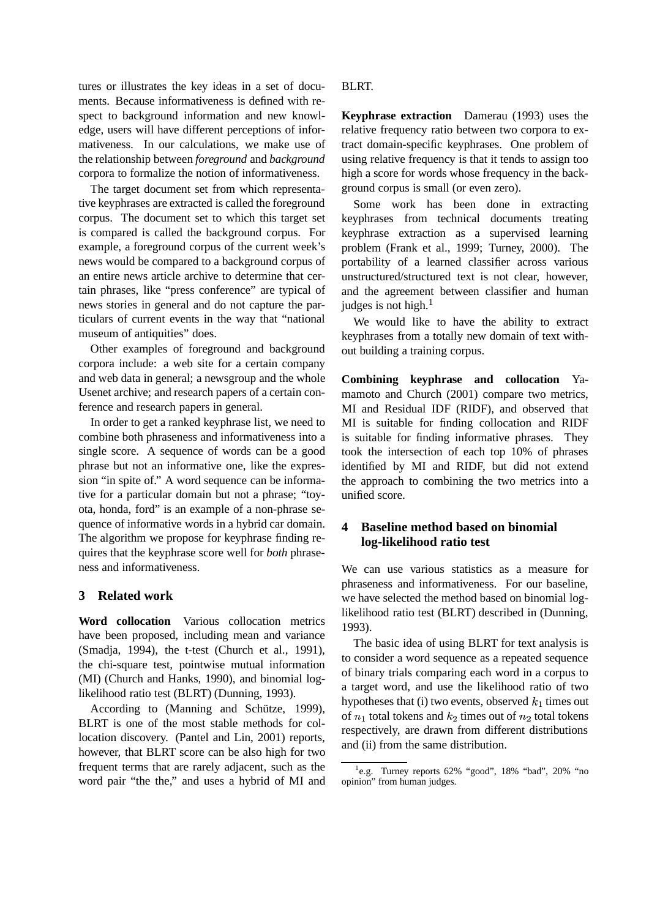tures or illustrates the key ideas in a set of documents. Because informativeness is defined with respect to background information and new knowledge, users will have different perceptions of informativeness. In our calculations, we make use of the relationship between *foreground* and *background* corpora to formalize the notion of informativeness.

The target document set from which representative keyphrases are extracted is called the foreground corpus. The document set to which this target set is compared is called the background corpus. For example, a foreground corpus of the current week's news would be compared to a background corpus of an entire news article archive to determine that certain phrases, like "press conference" are typical of news stories in general and do not capture the particulars of current events in the way that "national museum of antiquities" does.

Other examples of foreground and background corpora include: a web site for a certain company and web data in general; a newsgroup and the whole Usenet archive; and research papers of a certain conference and research papers in general.

In order to get a ranked keyphrase list, we need to combine both phraseness and informativeness into a single score. A sequence of words can be a good phrase but not an informative one, like the expression "in spite of." A word sequence can be informative for a particular domain but not a phrase; "toyota, honda, ford" is an example of a non-phrase sequence of informative words in a hybrid car domain. The algorithm we propose for keyphrase finding requires that the keyphrase score well for *both* phraseness and informativeness.

## 3 Related work

**Word collocation** Various collocation metrics have been proposed, including mean and variance (Smadja, 1994), the t-test (Church et al., 1991), the chi-square test, pointwise mutual information (MI) (Church and Hanks, 1990), and binomial log-likelihood ratio test (BLRT) (Dunning, 1993).

According to (Manning and Schütze, 1999), BLRT is one of the most stable methods for collocation discovery. (Pantel and Lin, 2001) reports, however, that BLRT score can be also high for two frequent terms that are rarely adjacent, such as the word pair "the the," and uses a hybrid of MI and BLRT.

**Keyphrase extraction** Damerau (1993) uses the relative frequency ratio between two corpora to extract domain-specific keyphrases. One problem of using relative frequency is that it tends to assign too high a score for words whose frequency in the background corpus is small (or even zero).

Some work has been done in extracting keyphrases from technical documents treating keyphrase extraction as a supervised learning problem (Frank et al., 1999; Turney, 2000). The portability of a learned classifier across various unstructured/structured text is not clear, however, and the agreement between classifier and human judges is not high.[1]

We would like to have the ability to extract keyphrases from a totally new domain of text without building a training corpus.

**Combining keyphrase and collocation** Yamamoto and Church (2001) compare two metrics, MI and Residual IDF (RIDF), and observed that MI is suitable for finding collocation and RIDF is suitable for finding informative phrases. They took the intersection of each top 10% of phrases identified by MI and RIDF, but did not extend the approach to combining the two metrics into a unified score.

## 4 Baseline method based on binomial log-likelihood ratio test

We can use various statistics as a measure for phraseness and informativeness. For our baseline, we have selected the method based on binomial log-likelihood ratio test (BLRT) described in (Dunning, 1993).

The basic idea of using BLRT for text analysis is to consider a word sequence as a repeated sequence of binary trials comparing each word in a corpus to a target word, and use the likelihood ratio of two hypotheses that (i) two events, observed $k_1$ times out of $n_1$ total tokens and $k_2$ times out of $n_2$ total tokens respectively, are drawn from different distributions and (ii) from the same distribution.

[1] e.g. Turney reports 62% "good", 18% "bad", 20% "no opinion" from human judges.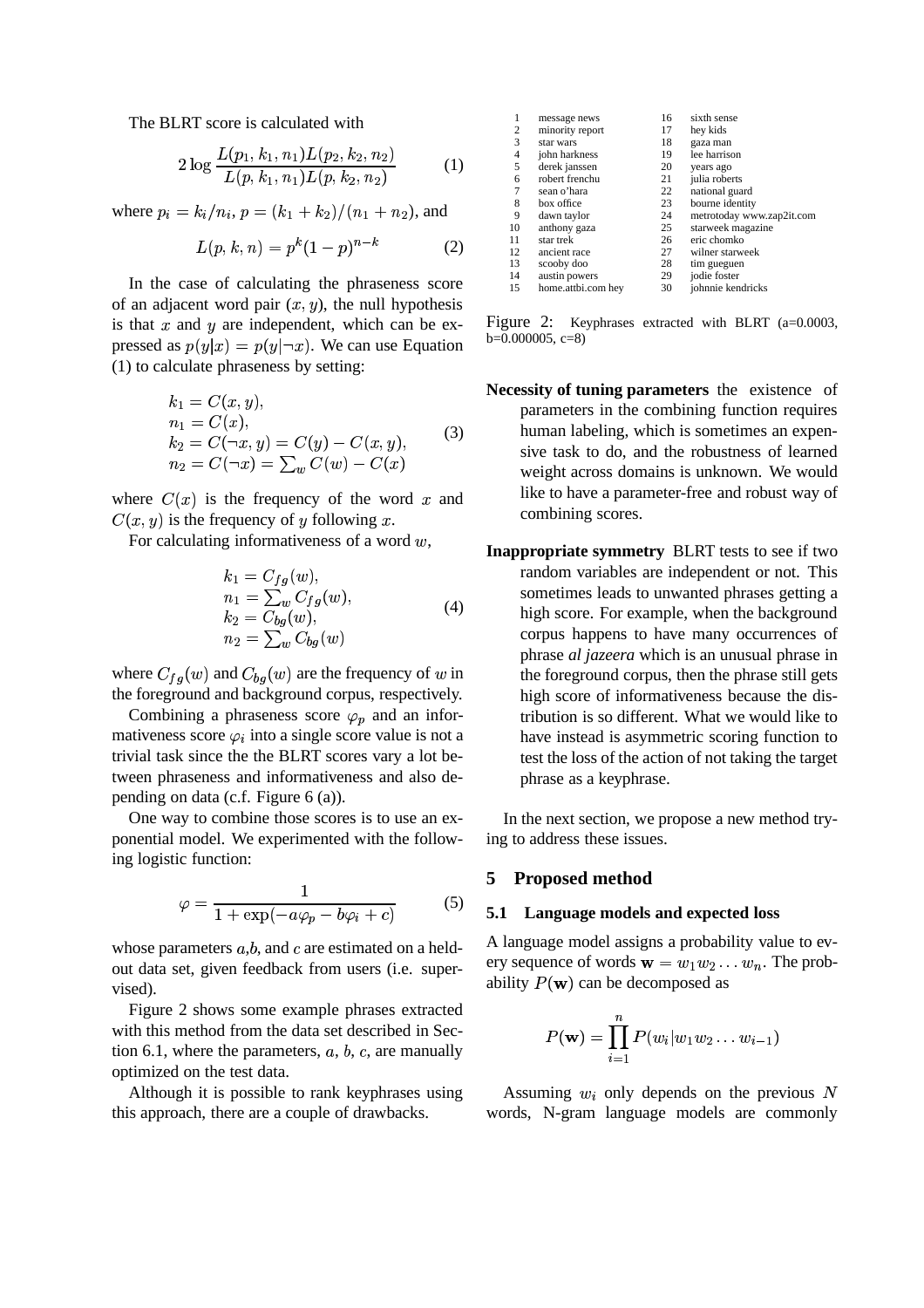The BLRT score is calculated with

$$2 \log \frac{L(p_1, k_1, n_1) L(p_2, k_2, n_2)}{L(p, k_1, n_1) L(p, k_2, n_2)} \tag{1}$$

where $p_i = k_i / n_i$, $p = (k_1 + k_2)/(n_1 + n_2)$, and

$$L(p, k, n) = p^k (1 - p)^{n-k} \tag{2}$$

In the case of calculating the phraseness score of an adjacent word pair $(x, y)$, the null hypothesis is that $x$ and $y$ are independent, which can be expressed as $p(y|x) = p(y|\neg x)$. We can use Equation (1) to calculate phraseness by setting:

$$\begin{aligned} k_1 &= C(x, y), \\ n_1 &= C(x), \\ k_2 &= C(\neg x, y) = C(y) - C(x, y), \\ n_2 &= C(\neg x) = \textstyle\sum_w C(w) - C(x) \end{aligned} \tag{3}$$

where $C(x)$ is the frequency of the word $x$ and $C(x, y)$ is the frequency of $y$ following $x$.

For calculating informativeness of a word $w$,

$$\begin{aligned} k_1 &= C_{fg}(w), \\ n_1 &= \textstyle\sum_w C_{fg}(w), \\ k_2 &= C_{bg}(w), \\ n_2 &= \textstyle\sum_w C_{bg}(w) \end{aligned} \tag{4}$$

where $C_{fg}(w)$ and $C_{bg}(w)$ are the frequency of $w$ in the foreground and background corpus, respectively.

Combining a phraseness score $\varphi_p$ and an informativeness score $\varphi_i$ into a single score value is not a trivial task since the the BLRT scores vary a lot between phraseness and informativeness and also depending on data (c.f. Figure 6 (a)).

One way to combine those scores is to use an exponential model. We experimented with the following logistic function:

$$\varphi = \frac{1}{1 + \exp(-a\varphi_p - b\varphi_i + c)} \tag{5}$$

whose parameters $a$,$b$, and $c$ are estimated on a held-out data set, given feedback from users (i.e. supervised).

Figure 2 shows some example phrases extracted with this method from the data set described in Section 6.1, where the parameters, $a$, $b$, $c$, are manually optimized on the test data.

Although it is possible to rank keyphrases using this approach, there are a couple of drawbacks.

| | | | |
|---|---|---|---|
| 1 | message news | 16 | sixth sense |
| 2 | minority report | 17 | hey kids |
| 3 | star wars | 18 | gaza man |
| 4 | john harkness | 19 | lee harrison |
| 5 | derek janssen | 20 | years ago |
| 6 | robert frenchu | 21 | julia roberts |
| 7 | sean o'hara | 22 | national guard |
| 8 | box office | 23 | bourne identity |
| 9 | dawn taylor | 24 | metrotoday www.zap2it.com |
| 10 | anthony gaza | 25 | starweek magazine |
| 11 | star trek | 26 | eric chomko |
| 12 | ancient race | 27 | wilner starweek |
| 13 | scooby doo | 28 | tim gueguen |
| 14 | austin powers | 29 | jodie foster |
| 15 | home.attbi.com hey | 30 | johnnie kendricks |

Figure 2: Keyphrases extracted with BLRT (a=0.0003, b=0.000005, c=8)

**Necessity of tuning parameters** the existence of parameters in the combining function requires human labeling, which is sometimes an expensive task to do, and the robustness of learned weight across domains is unknown. We would like to have a parameter-free and robust way of combining scores.

**Inappropriate symmetry** BLRT tests to see if two random variables are independent or not. This sometimes leads to unwanted phrases getting a high score. For example, when the background corpus happens to have many occurrences of phrase *al jazeera* which is an unusual phrase in the foreground corpus, then the phrase still gets high score of informativeness because the distribution is so different. What we would like to have instead is asymmetric scoring function to test the loss of the action of not taking the target phrase as a keyphrase.

In the next section, we propose a new method trying to address these issues.

## 5 Proposed method

### 5.1 Language models and expected loss

A language model assigns a probability value to every sequence of words $\mathbf{w} = w_1 w_2 \ldots w_n$. The probability $P(\mathbf{w})$ can be decomposed as

$$P(\mathbf{w}) = \prod_{i=1}^{n} P(w_i | w_1 w_2 \ldots w_{i-1})$$

Assuming $w_i$ only depends on the previous $N$ words, N-gram language models are commonly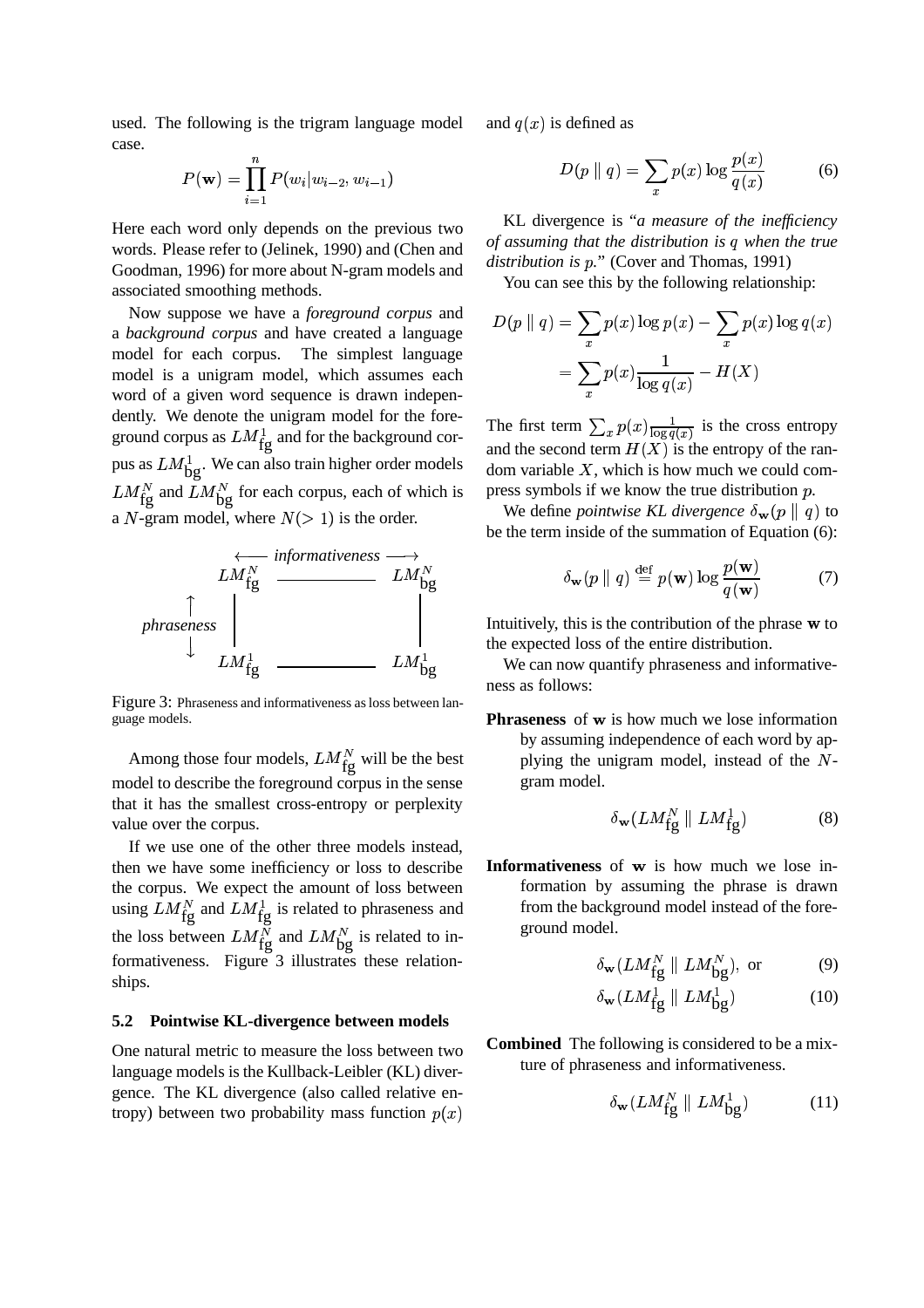used. The following is the trigram language model case.

$$P(\mathbf{w}) = \prod_{i=1}^{n} P(w_i | w_{i-2}, w_{i-1})$$

Here each word only depends on the previous two words. Please refer to (Jelinek, 1990) and (Chen and Goodman, 1996) for more about N-gram models and associated smoothing methods.

Now suppose we have a *foreground corpus* and a *background corpus* and have created a language model for each corpus. The simplest language model is a unigram model, which assumes each word of a given word sequence is drawn independently. We denote the unigram model for the foreground corpus as $LM^1_{\text{fg}}$ and for the background corpus as $LM^1_{\text{bg}}$. We can also train higher order models $LM^N_{\text{fg}}$ and $LM^N_{\text{bg}}$ for each corpus, each of which is a $N$-gram model, where $N(> 1)$ is the order.

$$\begin{array}{ccc} & \longleftarrow \textit{informativeness} \longrightarrow & \\ LM^N_{\text{fg}} & \text{———} & LM^N_{\text{bg}} \\ \uparrow\ \textit{phraseness}\ \downarrow & & | \\ LM^1_{\text{fg}} & \text{———} & LM^1_{\text{bg}} \end{array}$$

Figure 3: Phraseness and informativeness as loss between language models.

Among those four models, $LM^N_{\text{fg}}$ will be the best model to describe the foreground corpus in the sense that it has the smallest cross-entropy or perplexity value over the corpus.

If we use one of the other three models instead, then we have some inefficiency or loss to describe the corpus. We expect the amount of loss between using $LM^N_{\text{fg}}$ and $LM^1_{\text{fg}}$ is related to phraseness and the loss between $LM^N_{\text{fg}}$ and $LM^N_{\text{bg}}$ is related to informativeness. Figure 3 illustrates these relationships.

### 5.2 Pointwise KL-divergence between models

One natural metric to measure the loss between two language models is the Kullback-Leibler (KL) divergence. The KL divergence (also called relative entropy) between two probability mass function $p(x)$ and $q(x)$ is defined as

$$D(p \parallel q) = \sum_x p(x) \log \frac{p(x)}{q(x)} \tag{6}$$

KL divergence is "*a measure of the inefficiency of assuming that the distribution is $q$ when the true distribution is $p$.*" (Cover and Thomas, 1991)

You can see this by the following relationship:

$$\begin{aligned} D(p \parallel q) &= \sum_x p(x) \log p(x) - \sum_x p(x) \log q(x) \\ &= \sum_x p(x) \frac{1}{\log q(x)} - H(X) \end{aligned}$$

The first term $\sum_x p(x) \frac{1}{\log q(x)}$ is the cross entropy and the second term $H(X)$ is the entropy of the random variable $X$, which is how much we could compress symbols if we know the true distribution $p$.

We define *pointwise KL divergence* $\delta_{\mathbf{w}}(p \parallel q)$ to be the term inside of the summation of Equation (6):

$$\delta_{\mathbf{w}}(p \parallel q) \stackrel{\text{def}}{=} p(\mathbf{w}) \log \frac{p(\mathbf{w})}{q(\mathbf{w})} \tag{7}$$

Intuitively, this is the contribution of the phrase $\mathbf{w}$ to the expected loss of the entire distribution.

We can now quantify phraseness and informativeness as follows:

**Phraseness** of $\mathbf{w}$ is how much we lose information by assuming independence of each word by applying the unigram model, instead of the $N$-gram model.

$$\delta_{\mathbf{w}}(LM^N_{\text{fg}} \parallel LM^1_{\text{fg}}) \tag{8}$$

**Informativeness** of $\mathbf{w}$ is how much we lose information by assuming the phrase is drawn from the background model instead of the foreground model.

$$\delta_{\mathbf{w}}(LM^N_{\text{fg}} \parallel LM^N_{\text{bg}}), \text{ or} \tag{9}$$

$$\delta_{\mathbf{w}}(LM^1_{\text{fg}} \parallel LM^1_{\text{bg}}) \tag{10}$$

**Combined** The following is considered to be a mixture of phraseness and informativeness.

$$\delta_{\mathbf{w}}(LM^N_{\text{fg}} \parallel LM^1_{\text{bg}}) \tag{11}$$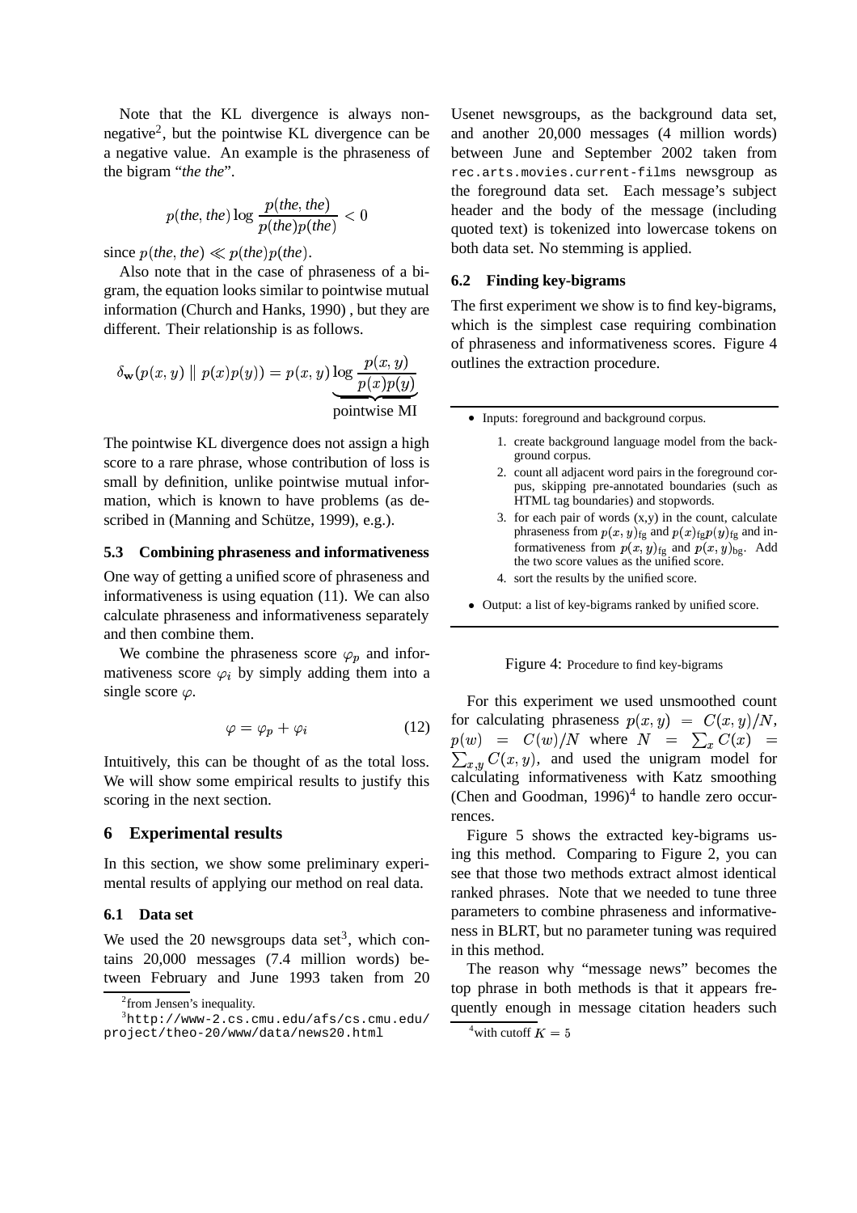Note that the KL divergence is always non-negative[2], but the pointwise KL divergence can be a negative value. An example is the phraseness of the bigram "*the the*".

$$p(\textit{the}, \textit{the}) \log \frac{p(\textit{the}, \textit{the})}{p(\textit{the})p(\textit{the})} < 0$$

since $p(\textit{the}, \textit{the}) \ll p(\textit{the})p(\textit{the})$.

Also note that in the case of phraseness of a bigram, the equation looks similar to pointwise mutual information (Church and Hanks, 1990) , but they are different. Their relationship is as follows.

$$\delta_{\mathbf{w}}(p(x,y) \parallel p(x)p(y)) = p(x,y) \underbrace{\log \frac{p(x,y)}{p(x)p(y)}}_{\text{pointwise MI}}$$

The pointwise KL divergence does not assign a high score to a rare phrase, whose contribution of loss is small by definition, unlike pointwise mutual information, which is known to have problems (as described in (Manning and Schütze, 1999), e.g.).

### 5.3 Combining phraseness and informativeness

One way of getting a unified score of phraseness and informativeness is using equation (11). We can also calculate phraseness and informativeness separately and then combine them.

We combine the phraseness score $\varphi_p$ and informativeness score $\varphi_i$ by simply adding them into a single score $\varphi$.

$$\varphi = \varphi_p + \varphi_i \tag{12}$$

Intuitively, this can be thought of as the total loss. We will show some empirical results to justify this scoring in the next section.

## 6 Experimental results

In this section, we show some preliminary experimental results of applying our method on real data.

### 6.1 Data set

We used the 20 newsgroups data set[3], which contains 20,000 messages (7.4 million words) between February and June 1993 taken from 20 Usenet newsgroups, as the background data set, and another 20,000 messages (4 million words) between June and September 2002 taken from `rec.arts.movies.current-films` newsgroup as the foreground data set. Each message's subject header and the body of the message (including quoted text) is tokenized into lowercase tokens on both data set. No stemming is applied.

[2] from Jensen's inequality.

[3] `http://www-2.cs.cmu.edu/afs/cs.cmu.edu/project/theo-20/www/data/news20.html`

### 6.2 Finding key-bigrams

The first experiment we show is to find key-bigrams, which is the simplest case requiring combination of phraseness and informativeness scores. Figure 4 outlines the extraction procedure.

- Inputs: foreground and background corpus.
    1. create background language model from the background corpus.
    2. count all adjacent word pairs in the foreground corpus, skipping pre-annotated boundaries (such as HTML tag boundaries) and stopwords.
    3. for each pair of words (x,y) in the count, calculate phraseness from $p(x,y)_{\text{fg}}$ and $p(x)_{\text{fg}}p(y)_{\text{fg}}$ and informativeness from $p(x,y)_{\text{fg}}$ and $p(x,y)_{\text{bg}}$. Add the two score values as the unified score.
    4. sort the results by the unified score.
- Output: a list of key-bigrams ranked by unified score.

Figure 4: Procedure to find key-bigrams

For this experiment we used unsmoothed count for calculating phraseness $p(x,y) = C(x,y)/N$, $p(w) = C(w)/N$ where $N = \sum_x C(x) = \sum_{x,y} C(x,y)$, and used the unigram model for calculating informativeness with Katz smoothing (Chen and Goodman, 1996)[4] to handle zero occurrences.

Figure 5 shows the extracted key-bigrams using this method. Comparing to Figure 2, you can see that those two methods extract almost identical ranked phrases. Note that we needed to tune three parameters to combine phraseness and informativeness in BLRT, but no parameter tuning was required in this method.

The reason why "message news" becomes the top phrase in both methods is that it appears frequently enough in message citation headers such

[4] with cutoff $K = 5$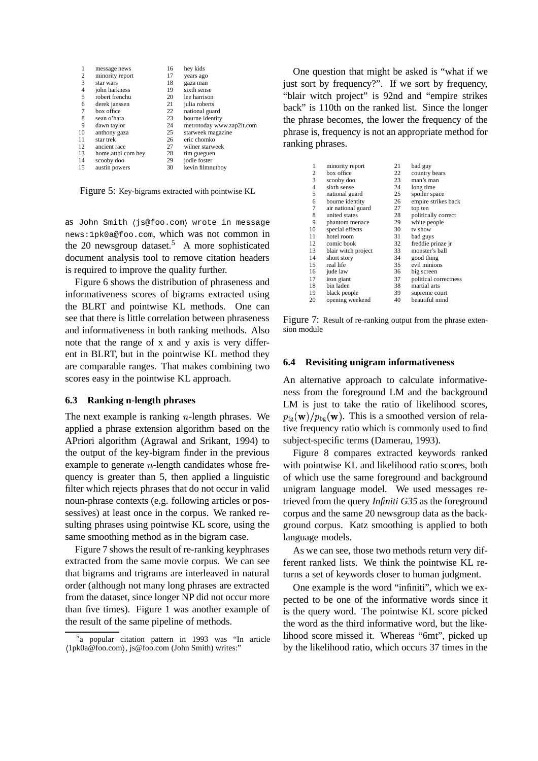| | | | |
|---|---|---|---|
| 1 | message news | 16 | hey kids |
| 2 | minority report | 17 | years ago |
| 3 | star wars | 18 | gaza man |
| 4 | john harkness | 19 | sixth sense |
| 5 | robert frenchu | 20 | lee harrison |
| 6 | derek janssen | 21 | julia roberts |
| 7 | box office | 22 | national guard |
| 8 | sean o'hara | 23 | bourne identity |
| 9 | dawn taylor | 24 | metrotoday www.zap2it.com |
| 10 | anthony gaza | 25 | starweek magazine |
| 11 | star trek | 26 | eric chomko |
| 12 | ancient race | 27 | wilner starweek |
| 13 | home.attbi.com hey | 28 | tim gueguen |
| 14 | scooby doo | 29 | jodie foster |
| 15 | austin powers | 30 | kevin filmnutboy |

Figure 5: Key-bigrams extracted with pointwise KL

as `John Smith ⟨js@foo.com⟩ wrote in message news:1pk0a@foo.com`, which was not common in the 20 newsgroup dataset.[5] A more sophisticated document analysis tool to remove citation headers is required to improve the quality further.

Figure 6 shows the distribution of phraseness and informativeness scores of bigrams extracted using the BLRT and pointwise KL methods. One can see that there is little correlation between phraseness and informativeness in both ranking methods. Also note that the range of x and y axis is very different in BLRT, but in the pointwise KL method they are comparable ranges. That makes combining two scores easy in the pointwise KL approach.

### 6.3 Ranking n-length phrases

The next example is ranking $n$-length phrases. We applied a phrase extension algorithm based on the APriori algorithm (Agrawal and Srikant, 1994) to the output of the key-bigram finder in the previous example to generate $n$-length candidates whose frequency is greater than 5, then applied a linguistic filter which rejects phrases that do not occur in valid noun-phrase contexts (e.g. following articles or possessives) at least once in the corpus. We ranked resulting phrases using pointwise KL score, using the same smoothing method as in the bigram case.

Figure 7 shows the result of re-ranking keyphrases extracted from the same movie corpus. We can see that bigrams and trigrams are interleaved in natural order (although not many long phrases are extracted from the dataset, since longer NP did not occur more than five times). Figure 1 was another example of the result of the same pipeline of methods.

[5] a popular citation pattern in 1993 was "In article ⟨1pk0a@foo.com⟩, js@foo.com (John Smith) writes:"

One question that might be asked is "what if we just sort by frequency?". If we sort by frequency, "blair witch project" is 92nd and "empire strikes back" is 110th on the ranked list. Since the longer the phrase becomes, the lower the frequency of the phrase is, frequency is not an appropriate method for ranking phrases.

| | | | |
|---|---|---|---|
| 1 | minority report | 21 | bad guy |
| 2 | box office | 22 | country bears |
| 3 | scooby doo | 23 | man's man |
| 4 | sixth sense | 24 | long time |
| 5 | national guard | 25 | spoiler space |
| 6 | bourne identity | 26 | empire strikes back |
| 7 | air national guard | 27 | top ten |
| 8 | united states | 28 | politically correct |
| 9 | phantom menace | 29 | white people |
| 10 | special effects | 30 | tv show |
| 11 | hotel room | 31 | bad guys |
| 12 | comic book | 32 | freddie prinze jr |
| 13 | blair witch project | 33 | monster's ball |
| 14 | short story | 34 | good thing |
| 15 | real life | 35 | evil minions |
| 16 | jude law | 36 | big screen |
| 17 | iron giant | 37 | political correctness |
| 18 | bin laden | 38 | martial arts |
| 19 | black people | 39 | supreme court |
| 20 | opening weekend | 40 | beautiful mind |

Figure 7: Result of re-ranking output from the phrase extension module

### 6.4 Revisiting unigram informativeness

An alternative approach to calculate informativeness from the foreground LM and the background LM is just to take the ratio of likelihood scores, $p_{\text{fg}}(\mathbf{w})/p_{\text{bg}}(\mathbf{w})$. This is a smoothed version of relative frequency ratio which is commonly used to find subject-specific terms (Damerau, 1993).

Figure 8 compares extracted keywords ranked with pointwise KL and likelihood ratio scores, both of which use the same foreground and background unigram language model. We used messages retrieved from the query *Infiniti G35* as the foreground corpus and the same 20 newsgroup data as the background corpus. Katz smoothing is applied to both language models.

As we can see, those two methods return very different ranked lists. We think the pointwise KL returns a set of keywords closer to human judgment.

One example is the word "infiniti", which we expected to be one of the informative words since it is the query word. The pointwise KL score picked the word as the third informative word, but the likelihood score missed it. Whereas "6mt", picked up by the likelihood ratio, which occurs 37 times in the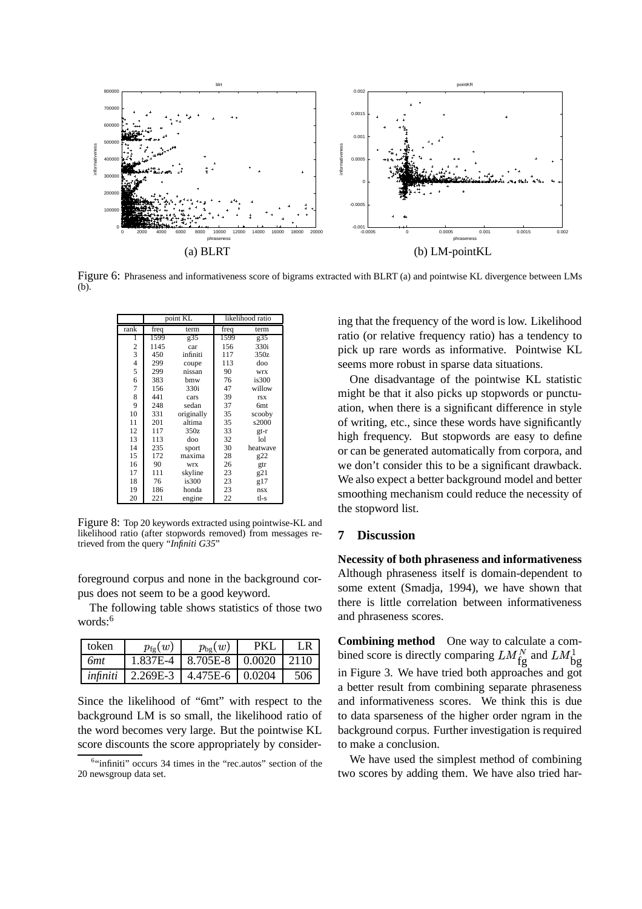Figure 6: Phraseness and informativeness score of bigrams extracted with BLRT (a) and pointwise KL divergence between LMs (b).

| | point KL | | likelihood ratio | |
|---|---|---|---|---|
| rank | freq | term | freq | term |
| 1 | 1599 | g35 | 1599 | g35 |
| 2 | 1145 | car | 156 | 330i |
| 3 | 450 | infiniti | 117 | 350z |
| 4 | 299 | coupe | 113 | doo |
| 5 | 299 | nissan | 90 | wrx |
| 6 | 383 | bmw | 76 | is300 |
| 7 | 156 | 330i | 47 | willow |
| 8 | 441 | cars | 39 | rsx |
| 9 | 248 | sedan | 37 | 6mt |
| 10 | 331 | originally | 35 | scooby |
| 11 | 201 | altima | 35 | s2000 |
| 12 | 117 | 350z | 33 | gt-r |
| 13 | 113 | doo | 32 | lol |
| 14 | 235 | sport | 30 | heatwave |
| 15 | 172 | maxima | 28 | g22 |
| 16 | 90 | wrx | 26 | gtr |
| 17 | 111 | skyline | 23 | g21 |
| 18 | 76 | is300 | 23 | g17 |
| 19 | 186 | honda | 23 | nsx |
| 20 | 221 | engine | 22 | tl-s |

Figure 8: Top 20 keywords extracted using pointwise-KL and likelihood ratio (after stopwords removed) from messages retrieved from the query "*Infiniti G35*"

foreground corpus and none in the background corpus does not seem to be a good keyword.

The following table shows statistics of those two words:[6]

| token | $p_{\text{fg}}(w)$ | $p_{\text{bg}}(w)$ | PKL | LR |
|---|---|---|---|---|
| *6mt* | 1.837E-4 | 8.705E-8 | 0.0020 | 2110 |
| *infiniti* | 2.269E-3 | 4.475E-6 | 0.0204 | 506 |

Since the likelihood of "6mt" with respect to the background LM is so small, the likelihood ratio of the word becomes very large. But the pointwise KL score discounts the score appropriately by considering that the frequency of the word is low. Likelihood ratio (or relative frequency ratio) has a tendency to pick up rare words as informative. Pointwise KL seems more robust in sparse data situations.

One disadvantage of the pointwise KL statistic might be that it also picks up stopwords or punctuation, when there is a significant difference in style of writing, etc., since these words have significantly high frequency. But stopwords are easy to define or can be generated automatically from corpora, and we don't consider this to be a significant drawback. We also expect a better background model and better smoothing mechanism could reduce the necessity of the stopword list.

## 7 Discussion

**Necessity of both phraseness and informativeness** Although phraseness itself is domain-dependent to some extent (Smadja, 1994), we have shown that there is little correlation between informativeness and phraseness scores.

**Combining method** One way to calculate a combined score is directly comparing $LM^N_{\text{fg}}$ and $LM^1_{\text{bg}}$ in Figure 3. We have tried both approaches and got a better result from combining separate phraseness and informativeness scores. We think this is due to data sparseness of the higher order ngram in the background corpus. Further investigation is required to make a conclusion.

We have used the simplest method of combining two scores by adding them. We have also tried har-

[6] "infiniti" occurs 34 times in the "rec.autos" section of the 20 newsgroup data set.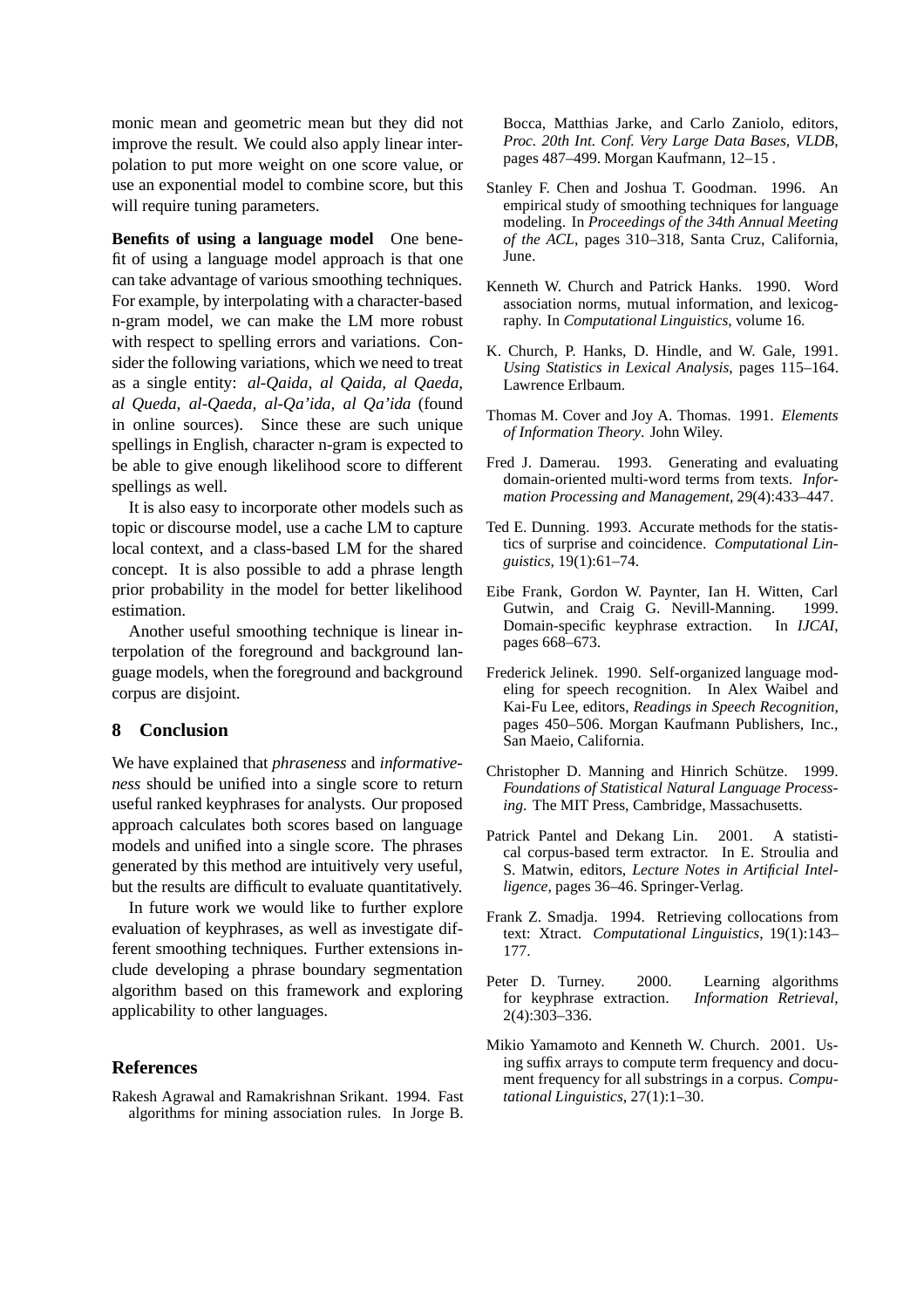monic mean and geometric mean but they did not improve the result. We could also apply linear interpolation to put more weight on one score value, or use an exponential model to combine score, but this will require tuning parameters.

**Benefits of using a language model** One benefit of using a language model approach is that one can take advantage of various smoothing techniques. For example, by interpolating with a character-based n-gram model, we can make the LM more robust with respect to spelling errors and variations. Consider the following variations, which we need to treat as a single entity: *al-Qaida, al Qaida, al Qaeda, al Queda, al-Qaeda, al-Qa'ida, al Qa'ida* (found in online sources). Since these are such unique spellings in English, character n-gram is expected to be able to give enough likelihood score to different spellings as well.

It is also easy to incorporate other models such as topic or discourse model, use a cache LM to capture local context, and a class-based LM for the shared concept. It is also possible to add a phrase length prior probability in the model for better likelihood estimation.

Another useful smoothing technique is linear interpolation of the foreground and background language models, when the foreground and background corpus are disjoint.

## 8 Conclusion

We have explained that *phraseness* and *informativeness* should be unified into a single score to return useful ranked keyphrases for analysts. Our proposed approach calculates both scores based on language models and unified into a single score. The phrases generated by this method are intuitively very useful, but the results are difficult to evaluate quantitatively.

In future work we would like to further explore evaluation of keyphrases, as well as investigate different smoothing techniques. Further extensions include developing a phrase boundary segmentation algorithm based on this framework and exploring applicability to other languages.

## References

Rakesh Agrawal and Ramakrishnan Srikant. 1994. Fast algorithms for mining association rules. In Jorge B. Bocca, Matthias Jarke, and Carlo Zaniolo, editors, *Proc. 20th Int. Conf. Very Large Data Bases, VLDB*, pages 487–499. Morgan Kaufmann, 12–15 .

Stanley F. Chen and Joshua T. Goodman. 1996. An empirical study of smoothing techniques for language modeling. In *Proceedings of the 34th Annual Meeting of the ACL*, pages 310–318, Santa Cruz, California, June.

Kenneth W. Church and Patrick Hanks. 1990. Word association norms, mutual information, and lexicography. In *Computational Linguistics*, volume 16.

K. Church, P. Hanks, D. Hindle, and W. Gale, 1991. *Using Statistics in Lexical Analysis*, pages 115–164. Lawrence Erlbaum.

Thomas M. Cover and Joy A. Thomas. 1991. *Elements of Information Theory*. John Wiley.

Fred J. Damerau. 1993. Generating and evaluating domain-oriented multi-word terms from texts. *Information Processing and Management*, 29(4):433–447.

Ted E. Dunning. 1993. Accurate methods for the statistics of surprise and coincidence. *Computational Linguistics*, 19(1):61–74.

Eibe Frank, Gordon W. Paynter, Ian H. Witten, Carl Gutwin, and Craig G. Nevill-Manning. 1999. Domain-specific keyphrase extraction. In *IJCAI*, pages 668–673.

Frederick Jelinek. 1990. Self-organized language modeling for speech recognition. In Alex Waibel and Kai-Fu Lee, editors, *Readings in Speech Recognition*, pages 450–506. Morgan Kaufmann Publishers, Inc., San Maeio, California.

Christopher D. Manning and Hinrich Schütze. 1999. *Foundations of Statistical Natural Language Processing*. The MIT Press, Cambridge, Massachusetts.

Patrick Pantel and Dekang Lin. 2001. A statistical corpus-based term extractor. In E. Stroulia and S. Matwin, editors, *Lecture Notes in Artificial Intelligence*, pages 36–46. Springer-Verlag.

Frank Z. Smadja. 1994. Retrieving collocations from text: Xtract. *Computational Linguistics*, 19(1):143–177.

Peter D. Turney. 2000. Learning algorithms for keyphrase extraction. *Information Retrieval*, 2(4):303–336.

Mikio Yamamoto and Kenneth W. Church. 2001. Using suffix arrays to compute term frequency and document frequency for all substrings in a corpus. *Computational Linguistics*, 27(1):1–30.